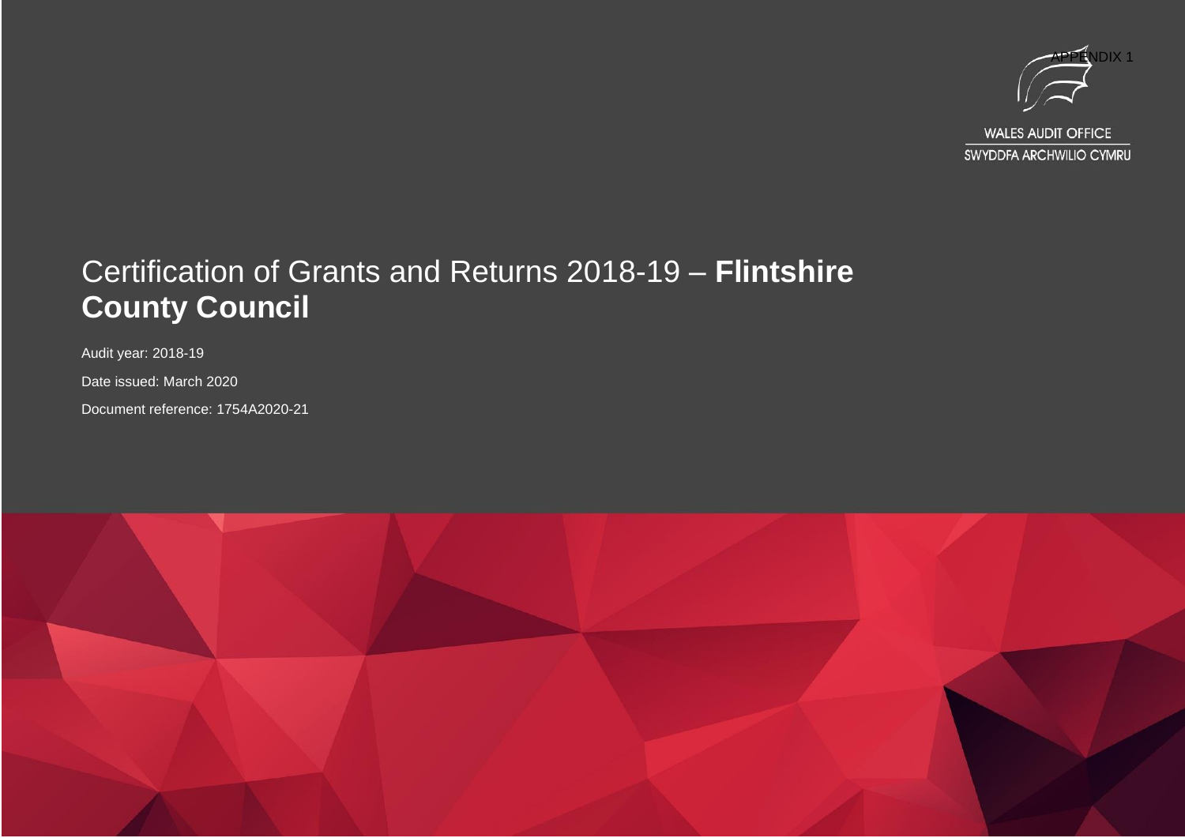APPENDIX 1

WALES AUDIT OFFICE
SWYDDFA ARCHWILIO CYMRU

# Certification of Grants and Returns 2018-19 – **Flintshire County Council**

Audit year: 2018-19

Date issued: March 2020

Document reference: 1754A2020-21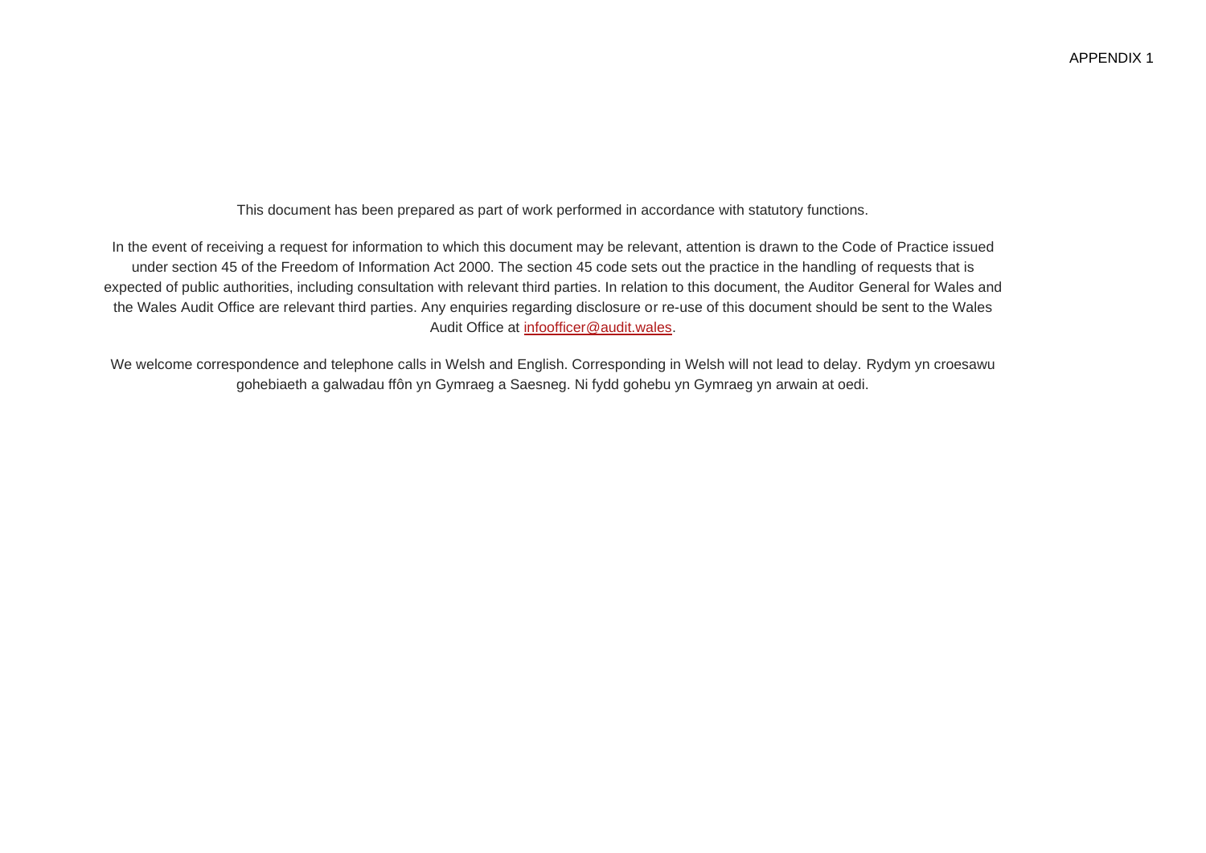APPENDIX 1

This document has been prepared as part of work performed in accordance with statutory functions.

In the event of receiving a request for information to which this document may be relevant, attention is drawn to the Code of Practice issued under section 45 of the Freedom of Information Act 2000. The section 45 code sets out the practice in the handling of requests that is expected of public authorities, including consultation with relevant third parties. In relation to this document, the Auditor General for Wales and the Wales Audit Office are relevant third parties. Any enquiries regarding disclosure or re-use of this document should be sent to the Wales Audit Office at infoofficer@audit.wales.

We welcome correspondence and telephone calls in Welsh and English. Corresponding in Welsh will not lead to delay. Rydym yn croesawu gohebiaeth a galwadau ffôn yn Gymraeg a Saesneg. Ni fydd gohebu yn Gymraeg yn arwain at oedi.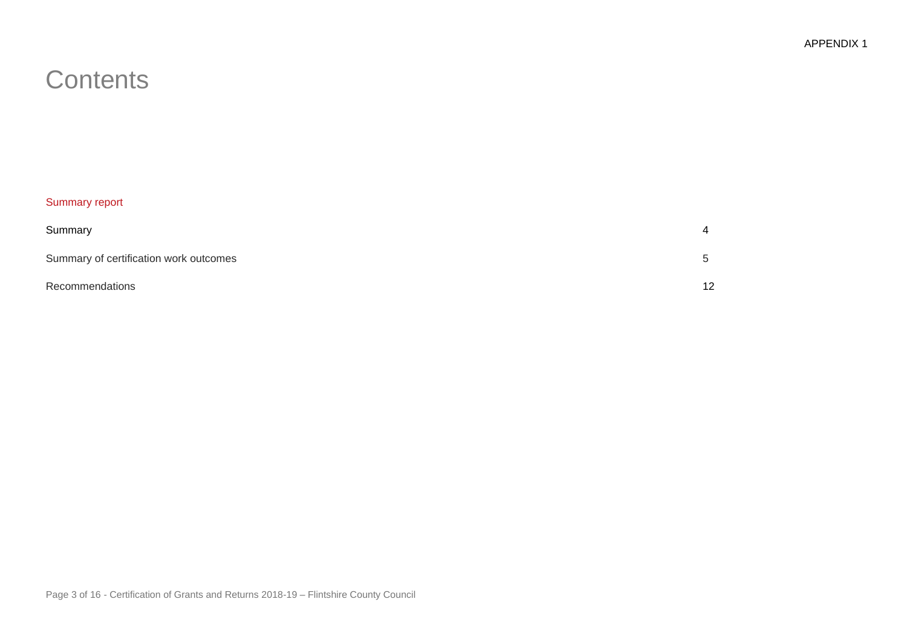APPENDIX 1

# Contents

Summary report

| | |
|---|---|
| Summary | 4 |
| Summary of certification work outcomes | 5 |
| Recommendations | 12 |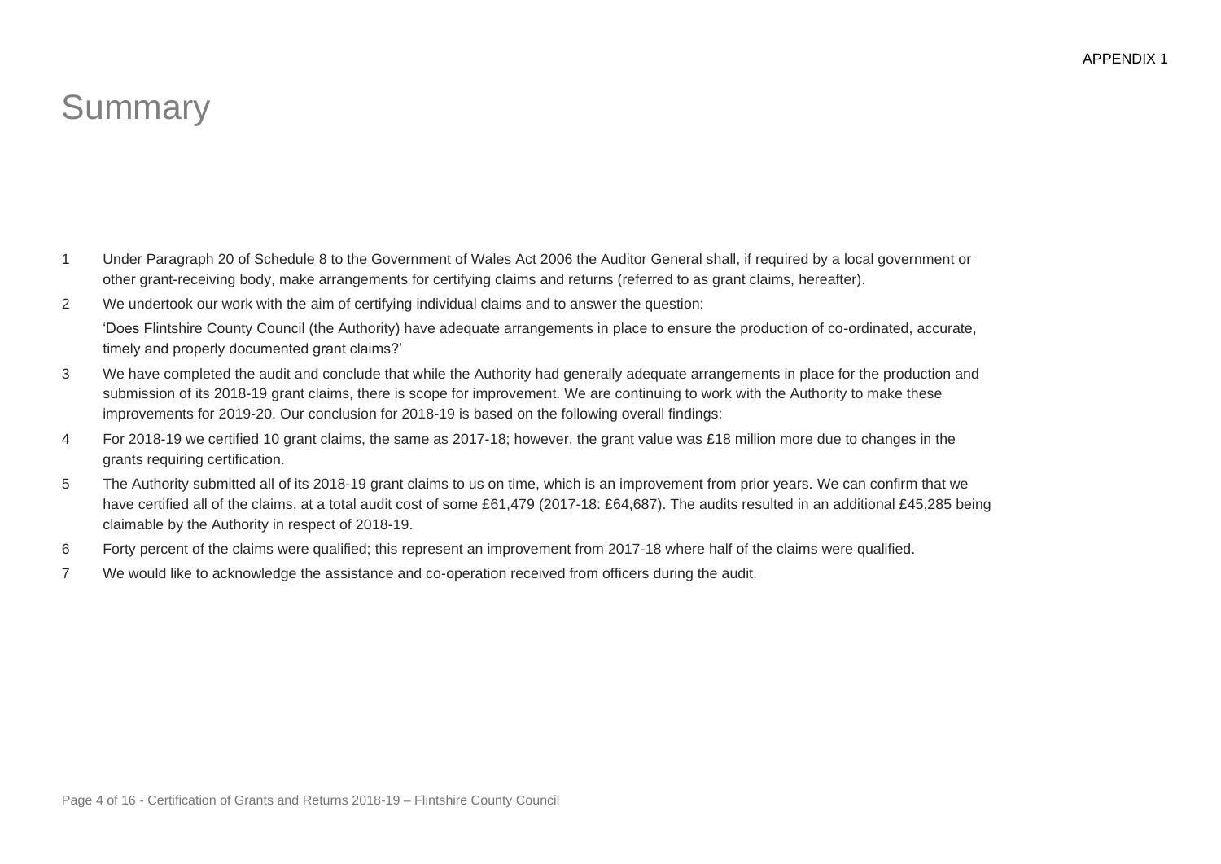APPENDIX 1

# Summary

1. Under Paragraph 20 of Schedule 8 to the Government of Wales Act 2006 the Auditor General shall, if required by a local government or other grant-receiving body, make arrangements for certifying claims and returns (referred to as grant claims, hereafter).
2. We undertook our work with the aim of certifying individual claims and to answer the question:

   'Does Flintshire County Council (the Authority) have adequate arrangements in place to ensure the production of co-ordinated, accurate, timely and properly documented grant claims?'
3. We have completed the audit and conclude that while the Authority had generally adequate arrangements in place for the production and submission of its 2018-19 grant claims, there is scope for improvement. We are continuing to work with the Authority to make these improvements for 2019-20. Our conclusion for 2018-19 is based on the following overall findings:
4. For 2018-19 we certified 10 grant claims, the same as 2017-18; however, the grant value was £18 million more due to changes in the grants requiring certification.
5. The Authority submitted all of its 2018-19 grant claims to us on time, which is an improvement from prior years. We can confirm that we have certified all of the claims, at a total audit cost of some £61,479 (2017-18: £64,687). The audits resulted in an additional £45,285 being claimable by the Authority in respect of 2018-19.
6. Forty percent of the claims were qualified; this represent an improvement from 2017-18 where half of the claims were qualified.
7. We would like to acknowledge the assistance and co-operation received from officers during the audit.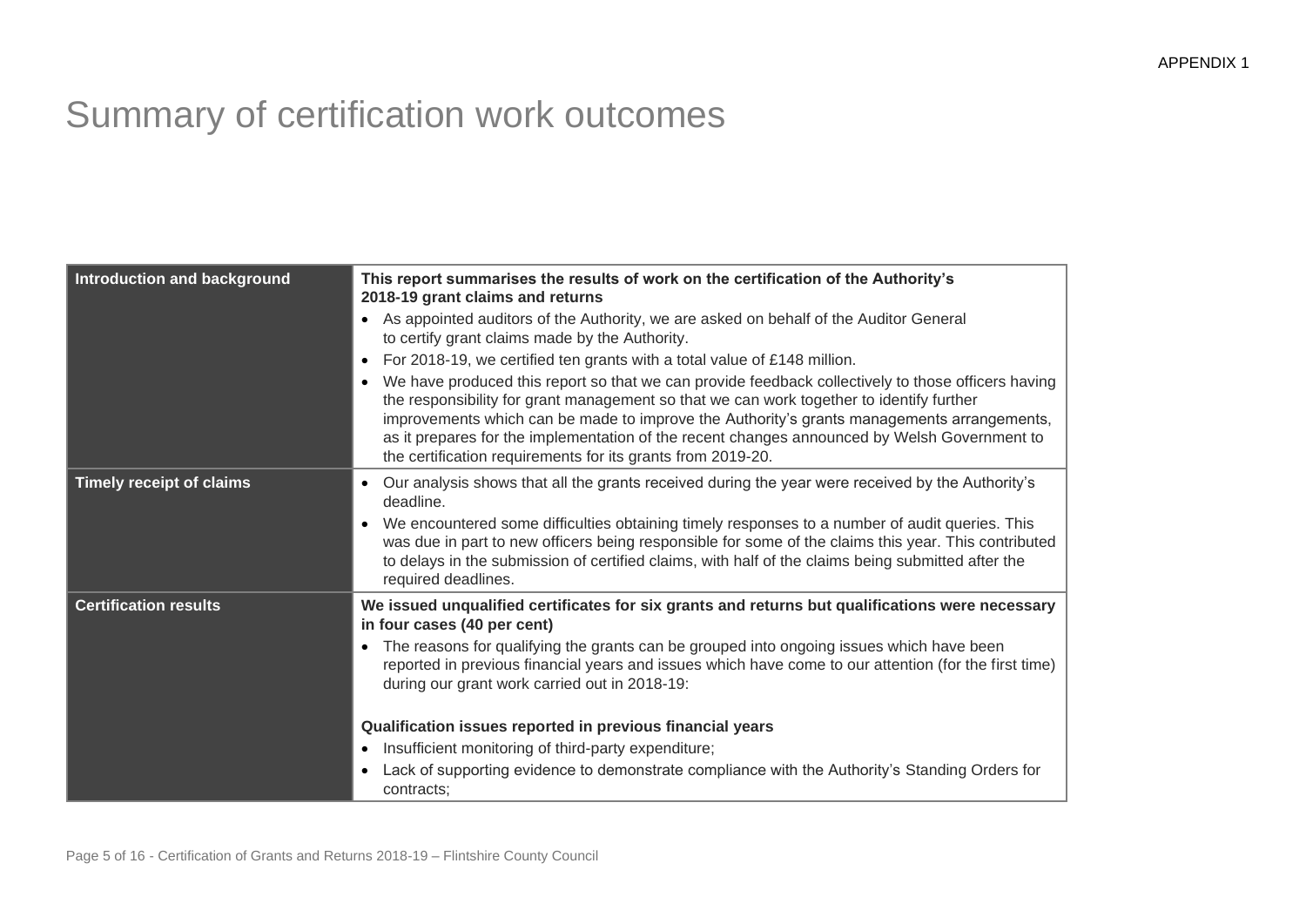APPENDIX 1

# Summary of certification work outcomes

| | |
|---|---|
| **Introduction and background** | **This report summarises the results of work on the certification of the Authority's 2018-19 grant claims and returns**<br>• As appointed auditors of the Authority, we are asked on behalf of the Auditor General to certify grant claims made by the Authority.<br>• For 2018-19, we certified ten grants with a total value of £148 million.<br>• We have produced this report so that we can provide feedback collectively to those officers having the responsibility for grant management so that we can work together to identify further improvements which can be made to improve the Authority's grants managements arrangements, as it prepares for the implementation of the recent changes announced by Welsh Government to the certification requirements for its grants from 2019-20. |
| **Timely receipt of claims** | • Our analysis shows that all the grants received during the year were received by the Authority's deadline.<br>• We encountered some difficulties obtaining timely responses to a number of audit queries. This was due in part to new officers being responsible for some of the claims this year. This contributed to delays in the submission of certified claims, with half of the claims being submitted after the required deadlines. |
| **Certification results** | **We issued unqualified certificates for six grants and returns but qualifications were necessary in four cases (40 per cent)**<br>• The reasons for qualifying the grants can be grouped into ongoing issues which have been reported in previous financial years and issues which have come to our attention (for the first time) during our grant work carried out in 2018-19:<br><br>**Qualification issues reported in previous financial years**<br>• Insufficient monitoring of third-party expenditure;<br>• Lack of supporting evidence to demonstrate compliance with the Authority's Standing Orders for contracts; |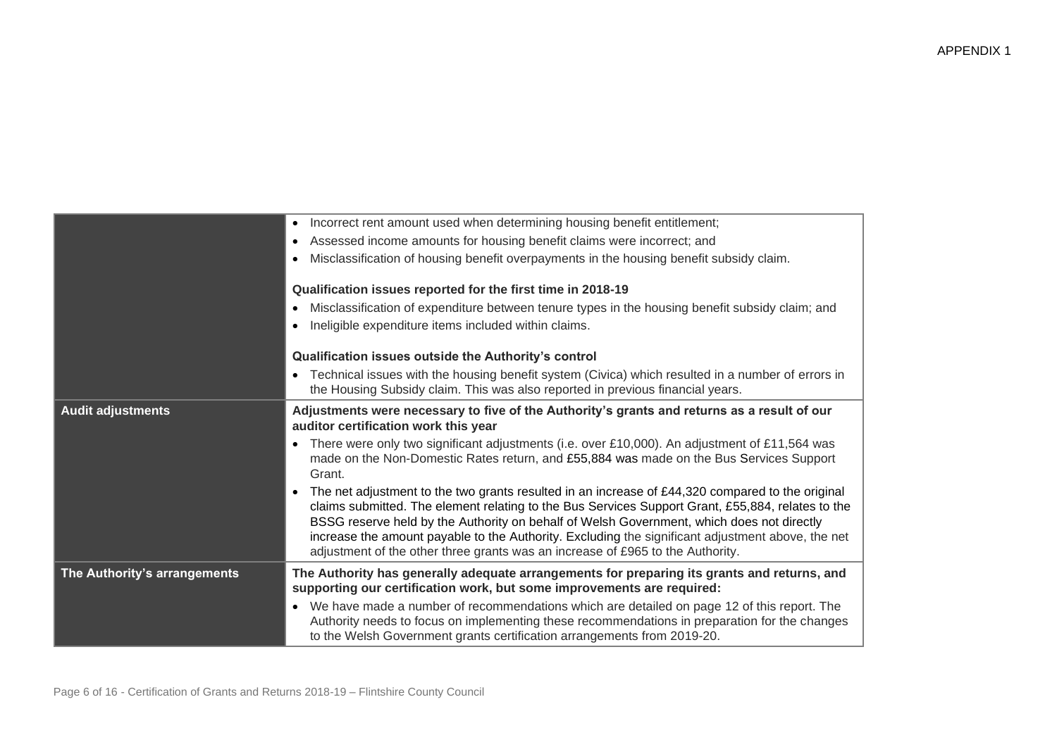APPENDIX 1

| | |
|---|---|
| | • Incorrect rent amount used when determining housing benefit entitlement;<br>• Assessed income amounts for housing benefit claims were incorrect; and<br>• Misclassification of housing benefit overpayments in the housing benefit subsidy claim.<br><br>**Qualification issues reported for the first time in 2018-19**<br>• Misclassification of expenditure between tenure types in the housing benefit subsidy claim; and<br>• Ineligible expenditure items included within claims.<br><br>**Qualification issues outside the Authority's control**<br>• Technical issues with the housing benefit system (Civica) which resulted in a number of errors in the Housing Subsidy claim. This was also reported in previous financial years. |
| **Audit adjustments** | **Adjustments were necessary to five of the Authority's grants and returns as a result of our auditor certification work this year**<br>• There were only two significant adjustments (i.e. over £10,000). An adjustment of £11,564 was made on the Non-Domestic Rates return, and £55,884 was made on the Bus Services Support Grant.<br>• The net adjustment to the two grants resulted in an increase of £44,320 compared to the original claims submitted. The element relating to the Bus Services Support Grant, £55,884, relates to the BSSG reserve held by the Authority on behalf of Welsh Government, which does not directly increase the amount payable to the Authority. Excluding the significant adjustment above, the net adjustment of the other three grants was an increase of £965 to the Authority. |
| **The Authority's arrangements** | **The Authority has generally adequate arrangements for preparing its grants and returns, and supporting our certification work, but some improvements are required:**<br>• We have made a number of recommendations which are detailed on page 12 of this report. The Authority needs to focus on implementing these recommendations in preparation for the changes to the Welsh Government grants certification arrangements from 2019-20. |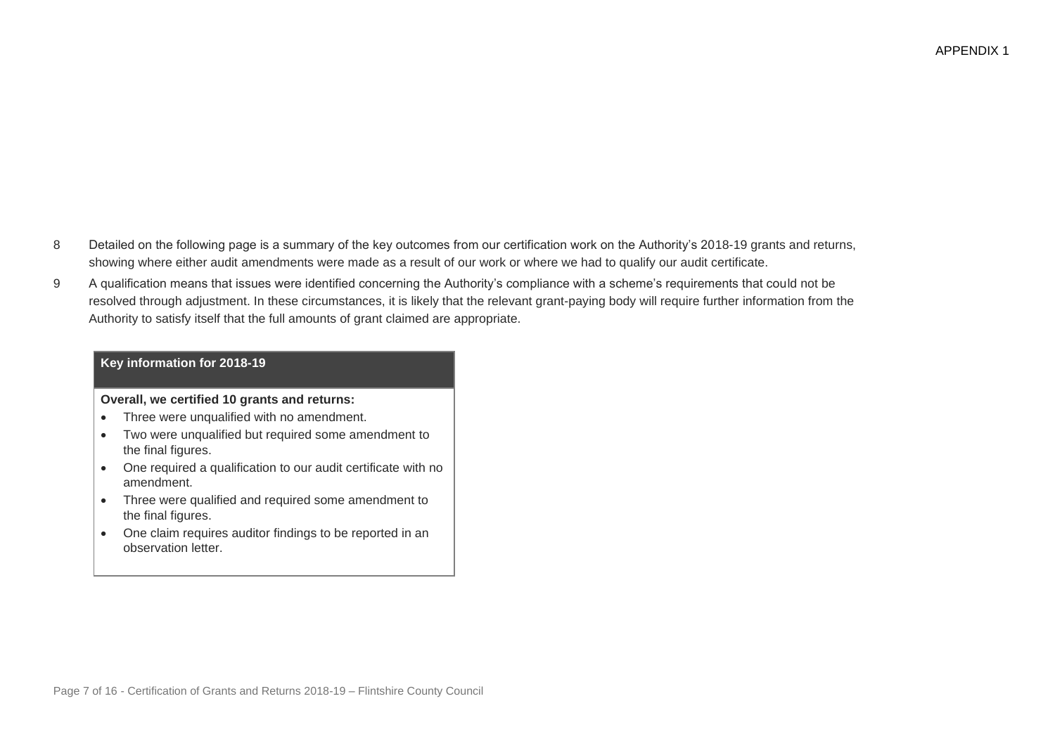APPENDIX 1

8 Detailed on the following page is a summary of the key outcomes from our certification work on the Authority's 2018-19 grants and returns, showing where either audit amendments were made as a result of our work or where we had to qualify our audit certificate.

9 A qualification means that issues were identified concerning the Authority's compliance with a scheme's requirements that could not be resolved through adjustment. In these circumstances, it is likely that the relevant grant-paying body will require further information from the Authority to satisfy itself that the full amounts of grant claimed are appropriate.

| Key information for 2018-19 |
|---|
| **Overall, we certified 10 grants and returns:**<br>• Three were unqualified with no amendment.<br>• Two were unqualified but required some amendment to the final figures.<br>• One required a qualification to our audit certificate with no amendment.<br>• Three were qualified and required some amendment to the final figures.<br>• One claim requires auditor findings to be reported in an observation letter. |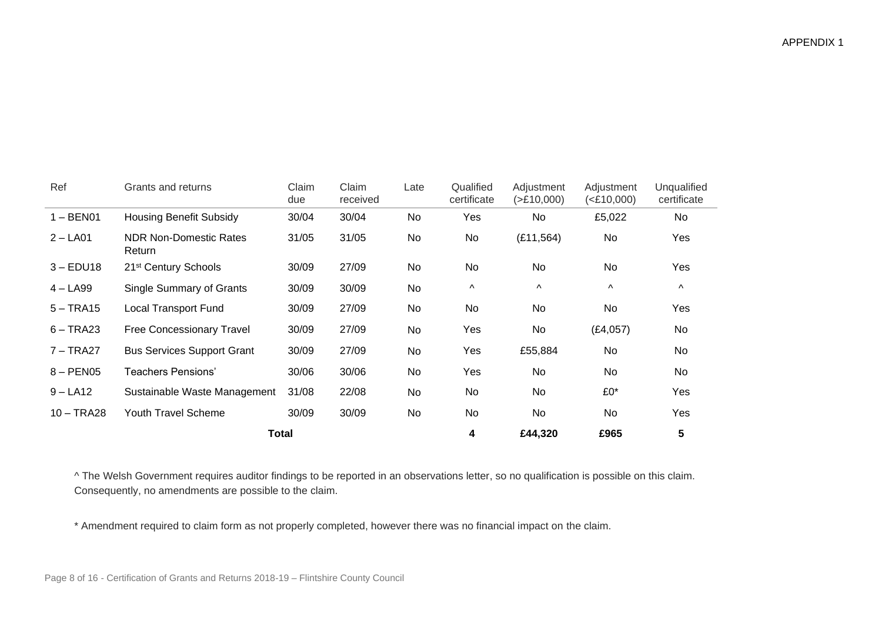APPENDIX 1

| Ref | Grants and returns | Claim due | Claim received | Late | Qualified certificate | Adjustment (>£10,000) | Adjustment (<£10,000) | Unqualified certificate |
|---|---|---|---|---|---|---|---|---|
| 1 – BEN01 | Housing Benefit Subsidy | 30/04 | 30/04 | No | Yes | No | £5,022 | No |
| 2 – LA01 | NDR Non-Domestic Rates Return | 31/05 | 31/05 | No | No | (£11,564) | No | Yes |
| 3 – EDU18 | 21st Century Schools | 30/09 | 27/09 | No | No | No | No | Yes |
| 4 – LA99 | Single Summary of Grants | 30/09 | 30/09 | No | ^ | ^ | ^ | ^ |
| 5 – TRA15 | Local Transport Fund | 30/09 | 27/09 | No | No | No | No | Yes |
| 6 – TRA23 | Free Concessionary Travel | 30/09 | 27/09 | No | Yes | No | (£4,057) | No |
| 7 – TRA27 | Bus Services Support Grant | 30/09 | 27/09 | No | Yes | £55,884 | No | No |
| 8 – PEN05 | Teachers Pensions' | 30/06 | 30/06 | No | Yes | No | No | No |
| 9 – LA12 | Sustainable Waste Management | 31/08 | 22/08 | No | No | No | £0* | Yes |
| 10 – TRA28 | Youth Travel Scheme | 30/09 | 30/09 | No | No | No | No | Yes |
| | **Total** | | | | **4** | **£44,320** | **£965** | **5** |

^ The Welsh Government requires auditor findings to be reported in an observations letter, so no qualification is possible on this claim. Consequently, no amendments are possible to the claim.

* Amendment required to claim form as not properly completed, however there was no financial impact on the claim.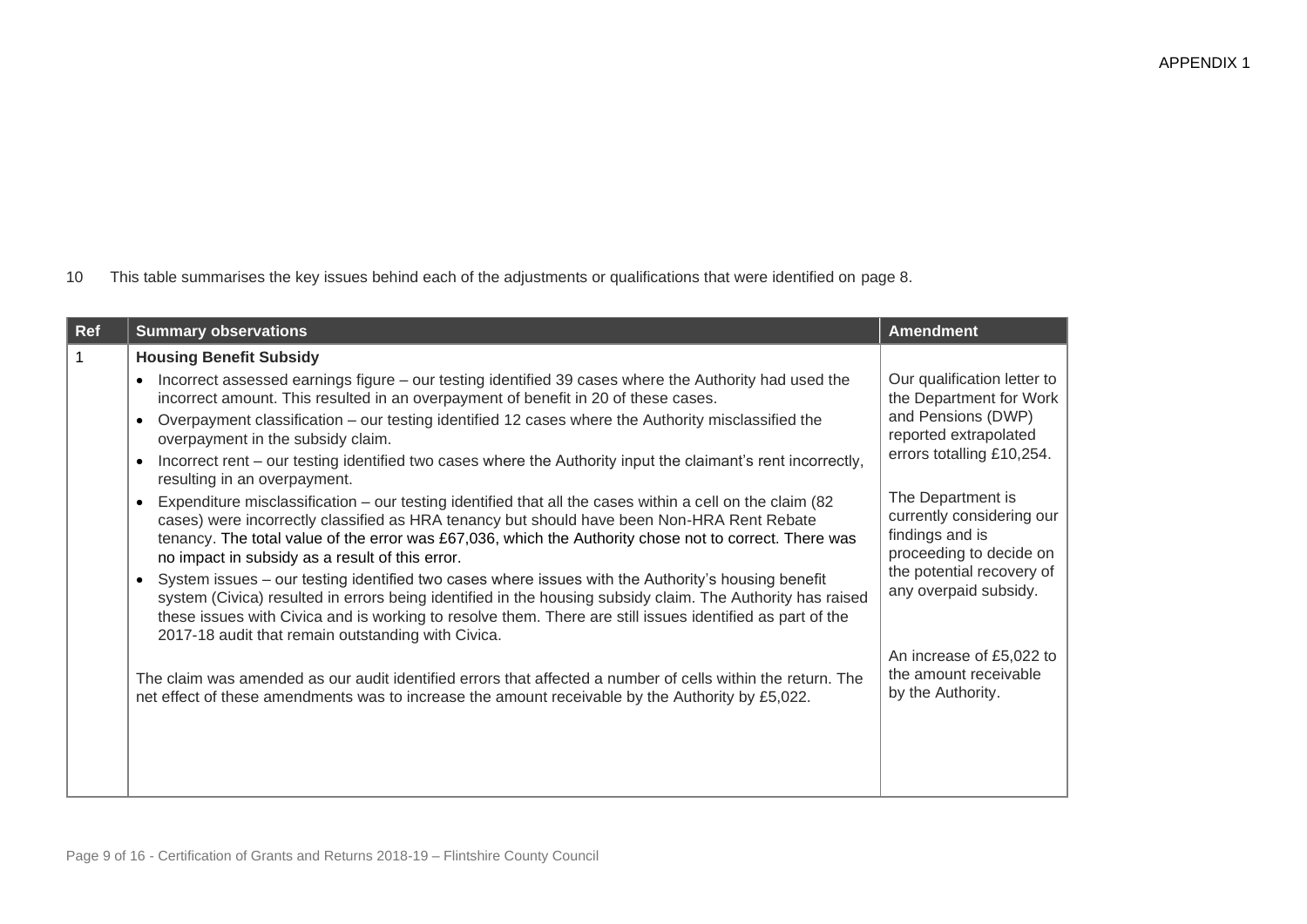10 This table summarises the key issues behind each of the adjustments or qualifications that were identified on page 8.

| Ref | Summary observations | Amendment |
|---|---|---|
| 1 | **Housing Benefit Subsidy**<br>• Incorrect assessed earnings figure – our testing identified 39 cases where the Authority had used the incorrect amount. This resulted in an overpayment of benefit in 20 of these cases.<br>• Overpayment classification – our testing identified 12 cases where the Authority misclassified the overpayment in the subsidy claim.<br>• Incorrect rent – our testing identified two cases where the Authority input the claimant's rent incorrectly, resulting in an overpayment.<br>• Expenditure misclassification – our testing identified that all the cases within a cell on the claim (82 cases) were incorrectly classified as HRA tenancy but should have been Non-HRA Rent Rebate tenancy. The total value of the error was £67,036, which the Authority chose not to correct. There was no impact in subsidy as a result of this error.<br>• System issues – our testing identified two cases where issues with the Authority's housing benefit system (Civica) resulted in errors being identified in the housing subsidy claim. The Authority has raised these issues with Civica and is working to resolve them. There are still issues identified as part of the 2017-18 audit that remain outstanding with Civica.<br><br>The claim was amended as our audit identified errors that affected a number of cells within the return. The net effect of these amendments was to increase the amount receivable by the Authority by £5,022. | Our qualification letter to the Department for Work and Pensions (DWP) reported extrapolated errors totalling £10,254.<br><br>The Department is currently considering our findings and is proceeding to decide on the potential recovery of any overpaid subsidy.<br><br>An increase of £5,022 to the amount receivable by the Authority. |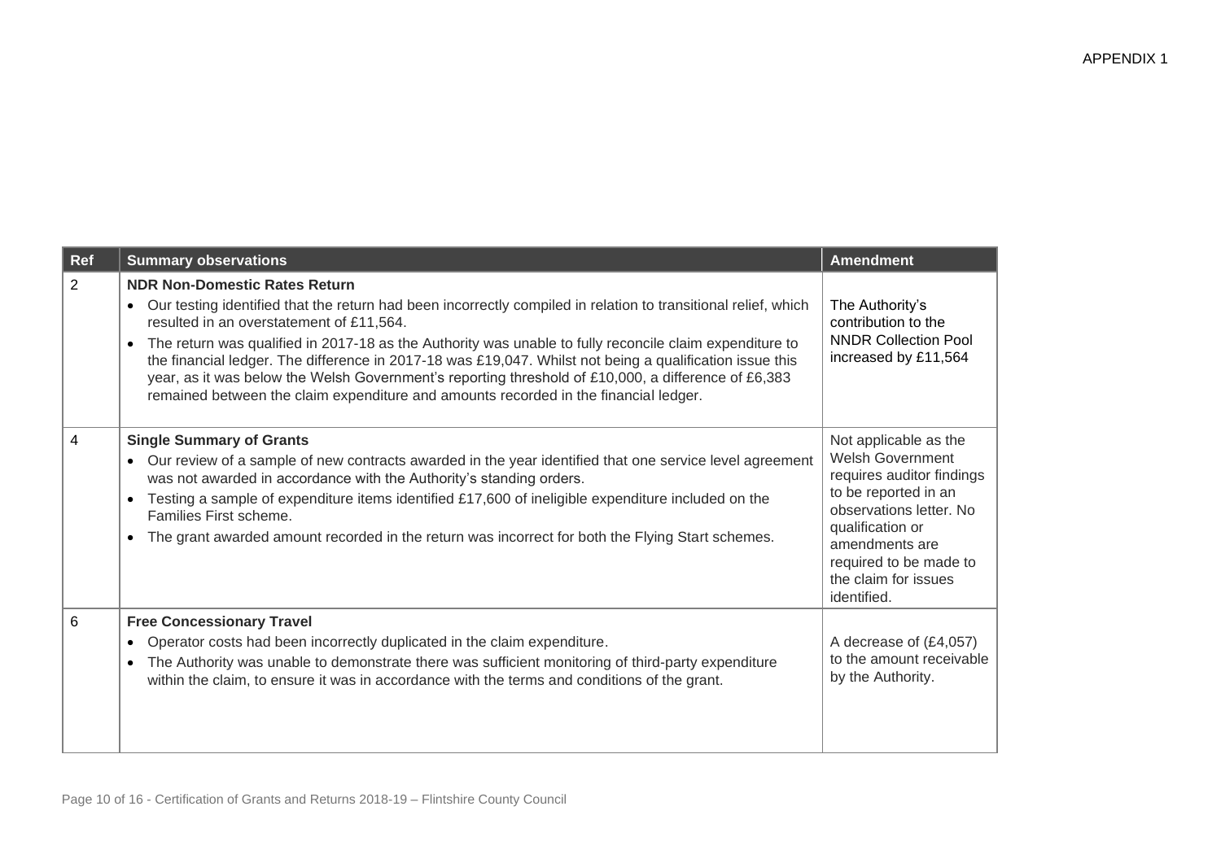APPENDIX 1

| Ref | Summary observations | Amendment |
|---|---|---|
| 2 | **NDR Non-Domestic Rates Return**<br>• Our testing identified that the return had been incorrectly compiled in relation to transitional relief, which resulted in an overstatement of £11,564.<br>• The return was qualified in 2017-18 as the Authority was unable to fully reconcile claim expenditure to the financial ledger. The difference in 2017-18 was £19,047. Whilst not being a qualification issue this year, as it was below the Welsh Government's reporting threshold of £10,000, a difference of £6,383 remained between the claim expenditure and amounts recorded in the financial ledger. | The Authority's contribution to the NNDR Collection Pool increased by £11,564 |
| 4 | **Single Summary of Grants**<br>• Our review of a sample of new contracts awarded in the year identified that one service level agreement was not awarded in accordance with the Authority's standing orders.<br>• Testing a sample of expenditure items identified £17,600 of ineligible expenditure included on the Families First scheme.<br>• The grant awarded amount recorded in the return was incorrect for both the Flying Start schemes. | Not applicable as the Welsh Government requires auditor findings to be reported in an observations letter. No qualification or amendments are required to be made to the claim for issues identified. |
| 6 | **Free Concessionary Travel**<br>• Operator costs had been incorrectly duplicated in the claim expenditure.<br>• The Authority was unable to demonstrate there was sufficient monitoring of third-party expenditure within the claim, to ensure it was in accordance with the terms and conditions of the grant. | A decrease of (£4,057) to the amount receivable by the Authority. |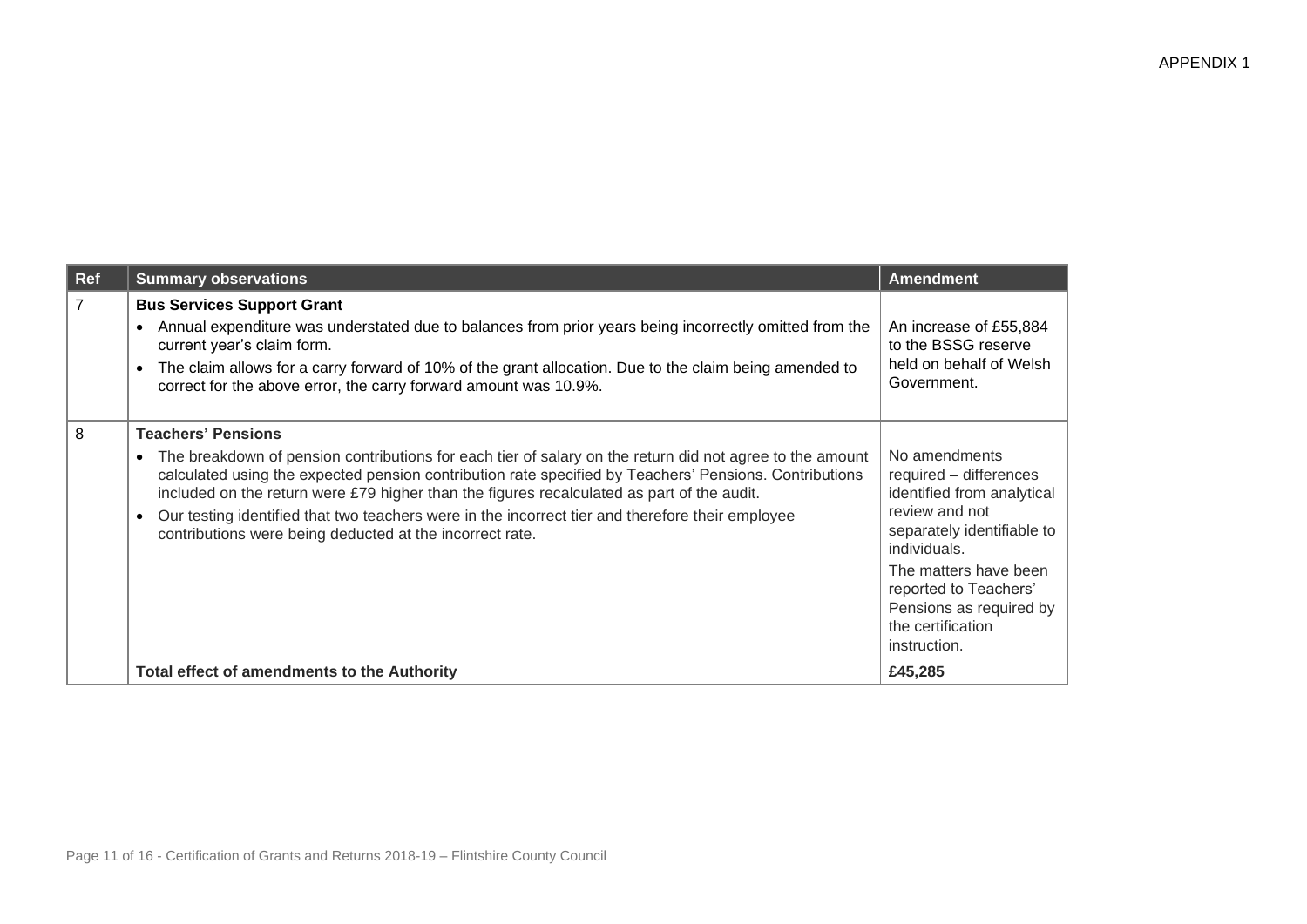APPENDIX 1

| Ref | Summary observations | Amendment |
|---|---|---|
| 7 | **Bus Services Support Grant**<br>• Annual expenditure was understated due to balances from prior years being incorrectly omitted from the current year's claim form.<br>• The claim allows for a carry forward of 10% of the grant allocation. Due to the claim being amended to correct for the above error, the carry forward amount was 10.9%. | An increase of £55,884 to the BSSG reserve held on behalf of Welsh Government. |
| 8 | **Teachers' Pensions**<br>• The breakdown of pension contributions for each tier of salary on the return did not agree to the amount calculated using the expected pension contribution rate specified by Teachers' Pensions. Contributions included on the return were £79 higher than the figures recalculated as part of the audit.<br>• Our testing identified that two teachers were in the incorrect tier and therefore their employee contributions were being deducted at the incorrect rate. | No amendments required – differences identified from analytical review and not separately identifiable to individuals.<br>The matters have been reported to Teachers' Pensions as required by the certification instruction. |
| | **Total effect of amendments to the Authority** | **£45,285** |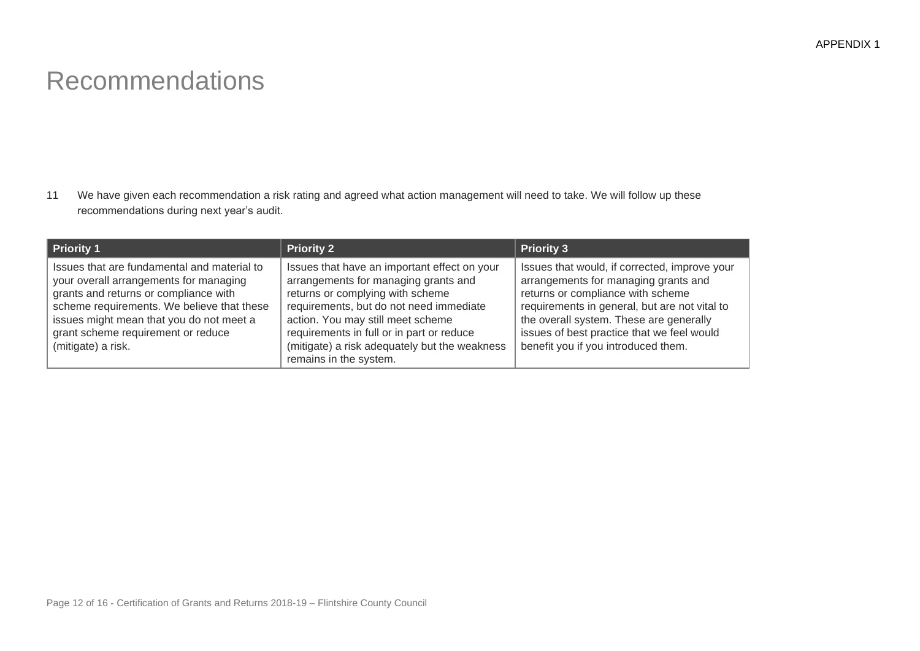APPENDIX 1

# Recommendations

11 We have given each recommendation a risk rating and agreed what action management will need to take. We will follow up these recommendations during next year's audit.

| Priority 1 | Priority 2 | Priority 3 |
| --- | --- | --- |
| Issues that are fundamental and material to your overall arrangements for managing grants and returns or compliance with scheme requirements. We believe that these issues might mean that you do not meet a grant scheme requirement or reduce (mitigate) a risk. | Issues that have an important effect on your arrangements for managing grants and returns or complying with scheme requirements, but do not need immediate action. You may still meet scheme requirements in full or in part or reduce (mitigate) a risk adequately but the weakness remains in the system. | Issues that would, if corrected, improve your arrangements for managing grants and returns or compliance with scheme requirements in general, but are not vital to the overall system. These are generally issues of best practice that we feel would benefit you if you introduced them. |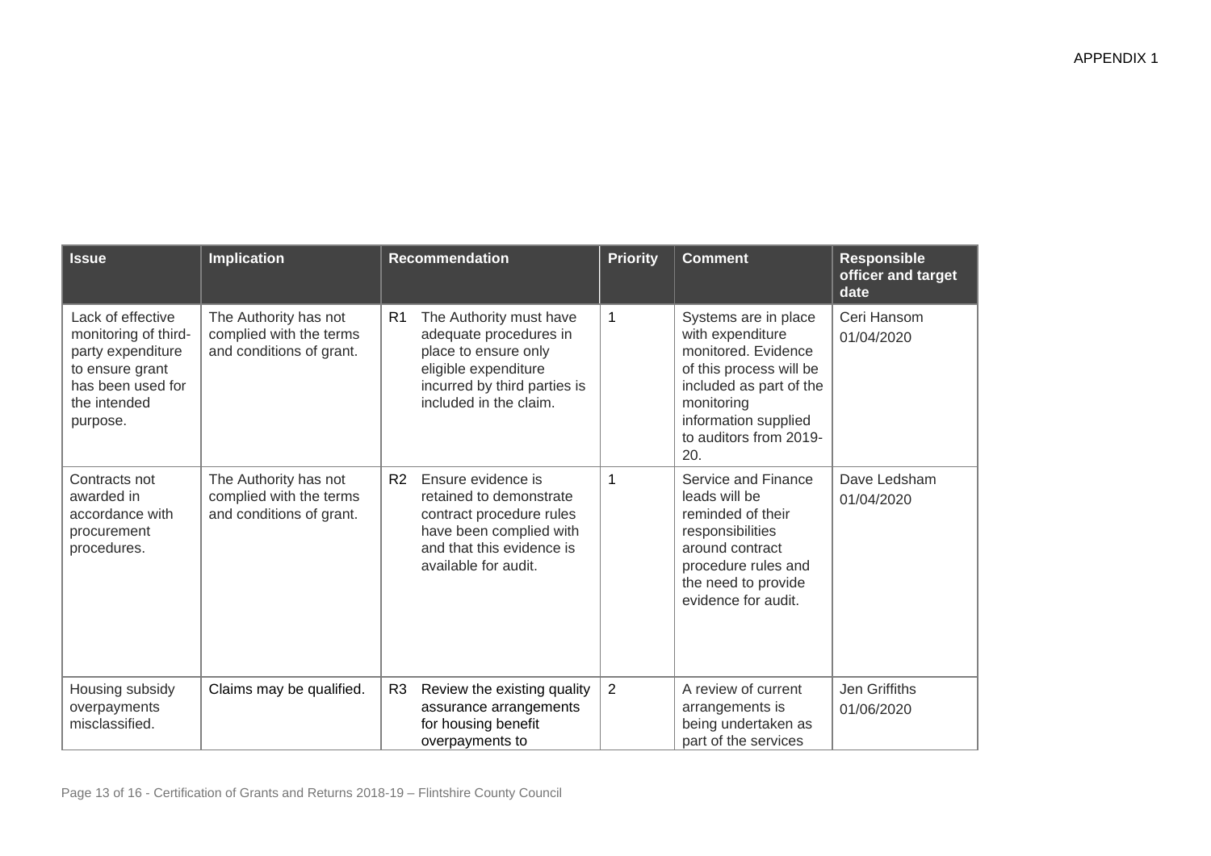APPENDIX 1

| Issue | Implication | Recommendation | Priority | Comment | Responsible officer and target date |
|---|---|---|---|---|---|
| Lack of effective monitoring of third-party expenditure to ensure grant has been used for the intended purpose. | The Authority has not complied with the terms and conditions of grant. | R1 The Authority must have adequate procedures in place to ensure only eligible expenditure incurred by third parties is included in the claim. | 1 | Systems are in place with expenditure monitored. Evidence of this process will be included as part of the monitoring information supplied to auditors from 2019-20. | Ceri Hansom 01/04/2020 |
| Contracts not awarded in accordance with procurement procedures. | The Authority has not complied with the terms and conditions of grant. | R2 Ensure evidence is retained to demonstrate contract procedure rules have been complied with and that this evidence is available for audit. | 1 | Service and Finance leads will be reminded of their responsibilities around contract procedure rules and the need to provide evidence for audit. | Dave Ledsham 01/04/2020 |
| Housing subsidy overpayments misclassified. | Claims may be qualified. | R3 Review the existing quality assurance arrangements for housing benefit overpayments to | 2 | A review of current arrangements is being undertaken as part of the services | Jen Griffiths 01/06/2020 |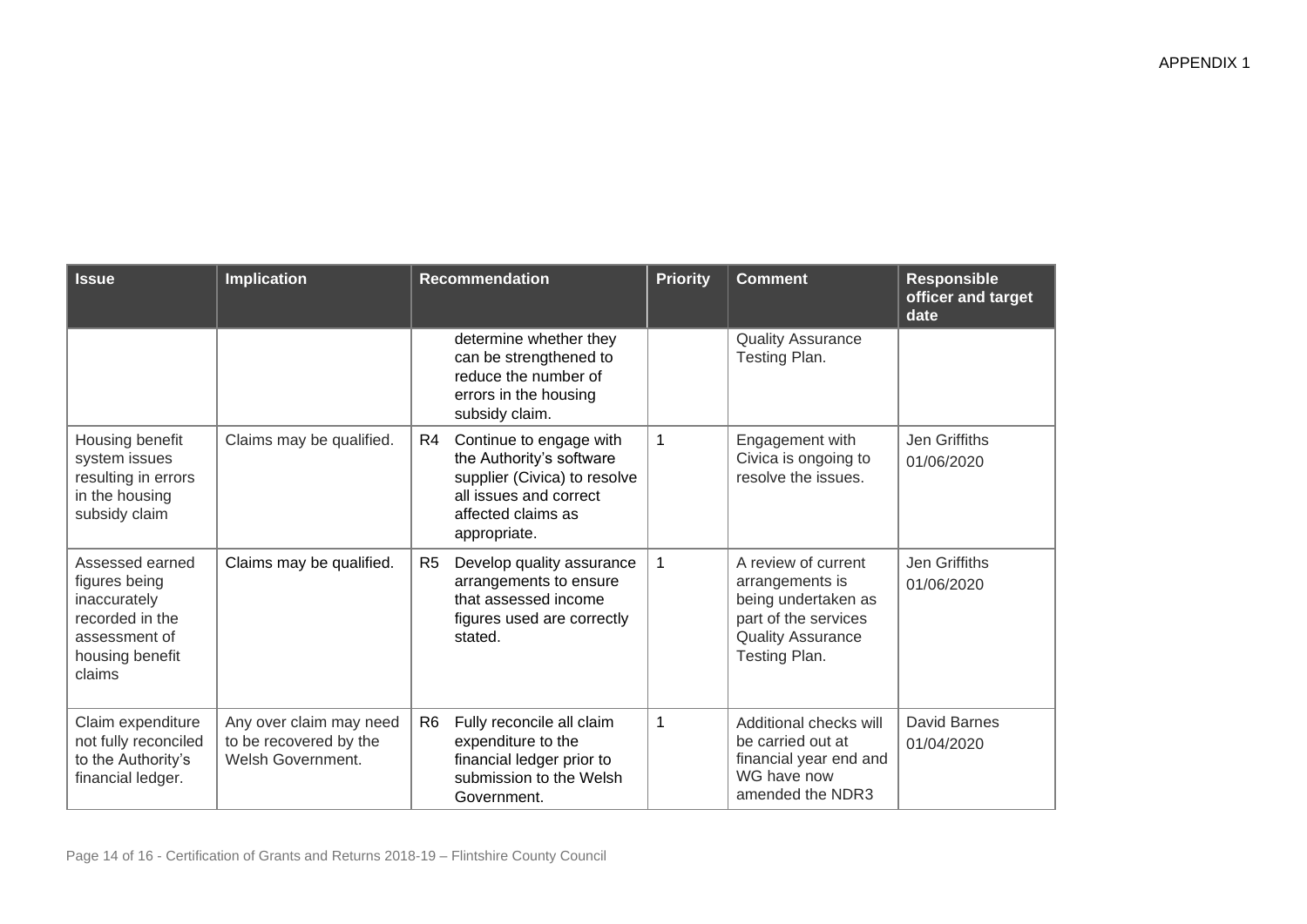APPENDIX 1

| Issue | Implication | Recommendation | Priority | Comment | Responsible officer and target date |
|---|---|---|---|---|---|
| | | determine whether they can be strengthened to reduce the number of errors in the housing subsidy claim. | | Quality Assurance Testing Plan. | |
| Housing benefit system issues resulting in errors in the housing subsidy claim | Claims may be qualified. | R4 Continue to engage with the Authority's software supplier (Civica) to resolve all issues and correct affected claims as appropriate. | 1 | Engagement with Civica is ongoing to resolve the issues. | Jen Griffiths 01/06/2020 |
| Assessed earned figures being inaccurately recorded in the assessment of housing benefit claims | Claims may be qualified. | R5 Develop quality assurance arrangements to ensure that assessed income figures used are correctly stated. | 1 | A review of current arrangements is being undertaken as part of the services Quality Assurance Testing Plan. | Jen Griffiths 01/06/2020 |
| Claim expenditure not fully reconciled to the Authority's financial ledger. | Any over claim may need to be recovered by the Welsh Government. | R6 Fully reconcile all claim expenditure to the financial ledger prior to submission to the Welsh Government. | 1 | Additional checks will be carried out at financial year end and WG have now amended the NDR3 | David Barnes 01/04/2020 |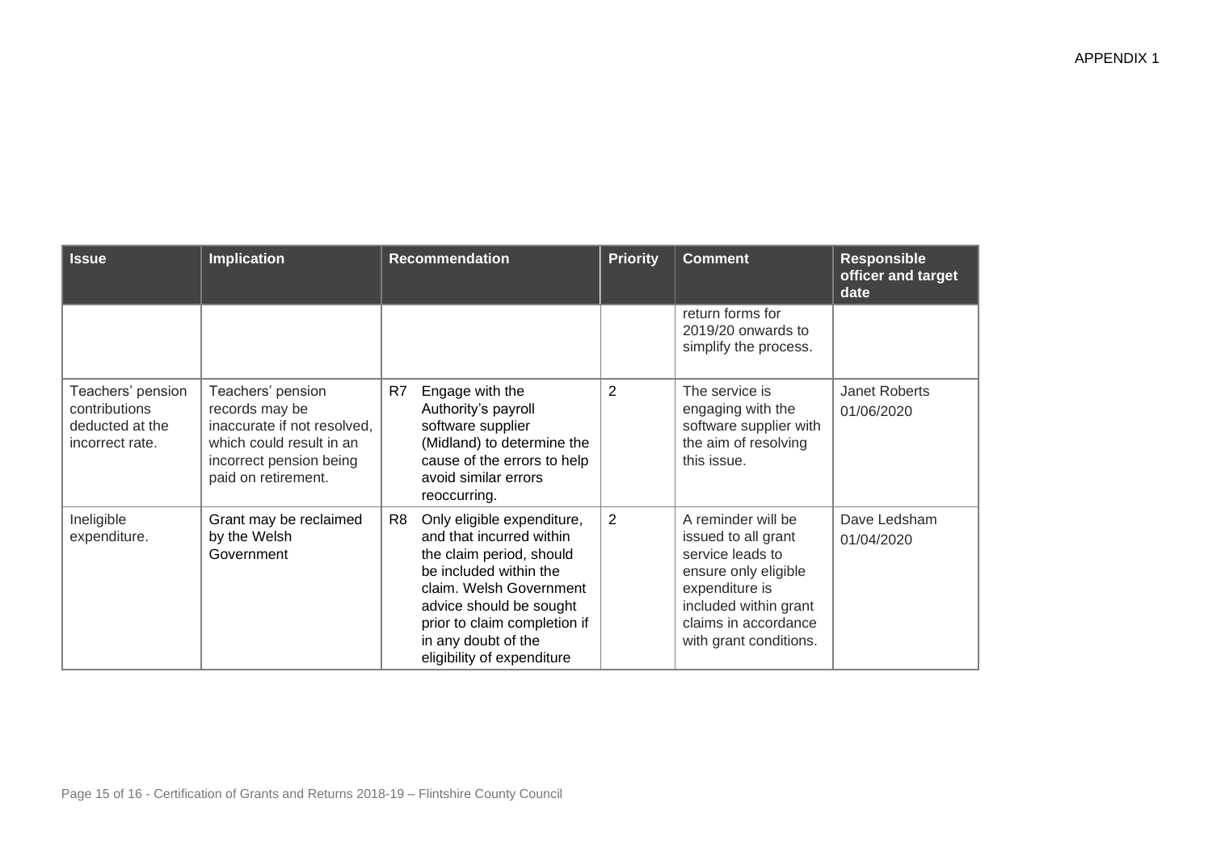APPENDIX 1

| Issue | Implication | Recommendation | Priority | Comment | Responsible officer and target date |
|---|---|---|---|---|---|
| | | | | return forms for 2019/20 onwards to simplify the process. | |
| Teachers' pension contributions deducted at the incorrect rate. | Teachers' pension records may be inaccurate if not resolved, which could result in an incorrect pension being paid on retirement. | R7 Engage with the Authority's payroll software supplier (Midland) to determine the cause of the errors to help avoid similar errors reoccurring. | 2 | The service is engaging with the software supplier with the aim of resolving this issue. | Janet Roberts 01/06/2020 |
| Ineligible expenditure. | Grant may be reclaimed by the Welsh Government | R8 Only eligible expenditure, and that incurred within the claim period, should be included within the claim. Welsh Government advice should be sought prior to claim completion if in any doubt of the eligibility of expenditure | 2 | A reminder will be issued to all grant service leads to ensure only eligible expenditure is included within grant claims in accordance with grant conditions. | Dave Ledsham 01/04/2020 |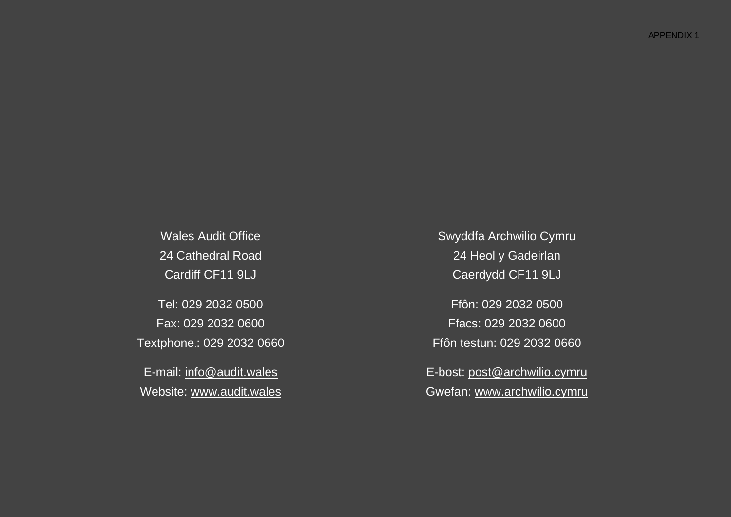APPENDIX 1

Wales Audit Office
24 Cathedral Road
Cardiff CF11 9LJ

Tel: 029 2032 0500
Fax: 029 2032 0600
Textphone.: 029 2032 0660

E-mail: info@audit.wales
Website: www.audit.wales

Swyddfa Archwilio Cymru
24 Heol y Gadeirlan
Caerdydd CF11 9LJ

Ffôn: 029 2032 0500
Ffacs: 029 2032 0600
Ffôn testun: 029 2032 0660

E-bost: post@archwilio.cymru
Gwefan: www.archwilio.cymru